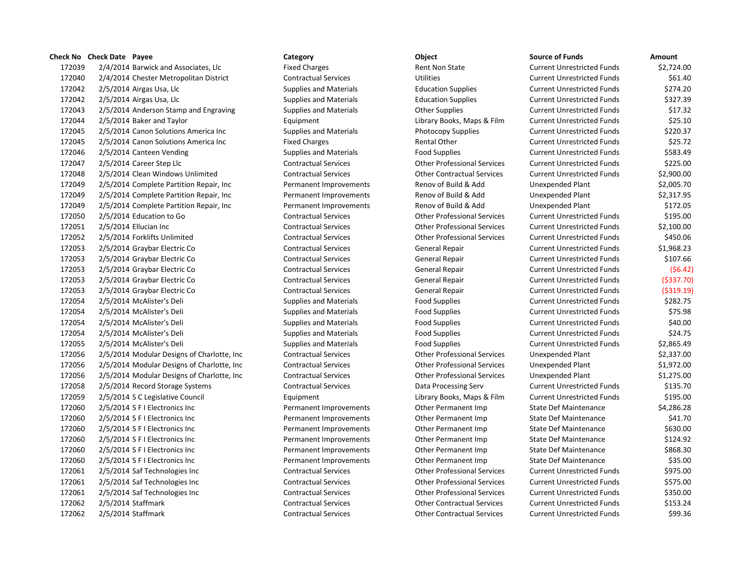| Check No | Check Date | Payee | Category | Object | Source of Funds | Amount |
|---|---|---|---|---|---|---|
| 172039 | 2/4/2014 | Barwick and Associates, Llc | Fixed Charges | Rent Non State | Current Unrestricted Funds | $2,724.00 |
| 172040 | 2/4/2014 | Chester Metropolitan District | Contractual Services | Utilities | Current Unrestricted Funds | $61.40 |
| 172042 | 2/5/2014 | Airgas Usa, Llc | Supplies and Materials | Education Supplies | Current Unrestricted Funds | $274.20 |
| 172042 | 2/5/2014 | Airgas Usa, Llc | Supplies and Materials | Education Supplies | Current Unrestricted Funds | $327.39 |
| 172043 | 2/5/2014 | Anderson Stamp and Engraving | Supplies and Materials | Other Supplies | Current Unrestricted Funds | $17.32 |
| 172044 | 2/5/2014 | Baker and Taylor | Equipment | Library Books, Maps & Film | Current Unrestricted Funds | $25.10 |
| 172045 | 2/5/2014 | Canon Solutions America Inc | Supplies and Materials | Photocopy Supplies | Current Unrestricted Funds | $220.37 |
| 172045 | 2/5/2014 | Canon Solutions America Inc | Fixed Charges | Rental Other | Current Unrestricted Funds | $25.72 |
| 172046 | 2/5/2014 | Canteen Vending | Supplies and Materials | Food Supplies | Current Unrestricted Funds | $583.49 |
| 172047 | 2/5/2014 | Career Step Llc | Contractual Services | Other Professional Services | Current Unrestricted Funds | $225.00 |
| 172048 | 2/5/2014 | Clean Windows Unlimited | Contractual Services | Other Contractual Services | Current Unrestricted Funds | $2,900.00 |
| 172049 | 2/5/2014 | Complete Partition Repair, Inc | Permanent Improvements | Renov of Build & Add | Unexpended Plant | $2,005.70 |
| 172049 | 2/5/2014 | Complete Partition Repair, Inc | Permanent Improvements | Renov of Build & Add | Unexpended Plant | $2,317.95 |
| 172049 | 2/5/2014 | Complete Partition Repair, Inc | Permanent Improvements | Renov of Build & Add | Unexpended Plant | $172.05 |
| 172050 | 2/5/2014 | Education to Go | Contractual Services | Other Professional Services | Current Unrestricted Funds | $195.00 |
| 172051 | 2/5/2014 | Ellucian Inc | Contractual Services | Other Professional Services | Current Unrestricted Funds | $2,100.00 |
| 172052 | 2/5/2014 | Forklifts Unlimited | Contractual Services | Other Professional Services | Current Unrestricted Funds | $450.06 |
| 172053 | 2/5/2014 | Graybar Electric Co | Contractual Services | General Repair | Current Unrestricted Funds | $1,968.23 |
| 172053 | 2/5/2014 | Graybar Electric Co | Contractual Services | General Repair | Current Unrestricted Funds | $107.66 |
| 172053 | 2/5/2014 | Graybar Electric Co | Contractual Services | General Repair | Current Unrestricted Funds | ($6.42) |
| 172053 | 2/5/2014 | Graybar Electric Co | Contractual Services | General Repair | Current Unrestricted Funds | ($337.70) |
| 172053 | 2/5/2014 | Graybar Electric Co | Contractual Services | General Repair | Current Unrestricted Funds | ($319.19) |
| 172054 | 2/5/2014 | McAlister's Deli | Supplies and Materials | Food Supplies | Current Unrestricted Funds | $282.75 |
| 172054 | 2/5/2014 | McAlister's Deli | Supplies and Materials | Food Supplies | Current Unrestricted Funds | $75.98 |
| 172054 | 2/5/2014 | McAlister's Deli | Supplies and Materials | Food Supplies | Current Unrestricted Funds | $40.00 |
| 172054 | 2/5/2014 | McAlister's Deli | Supplies and Materials | Food Supplies | Current Unrestricted Funds | $24.75 |
| 172055 | 2/5/2014 | McAlister's Deli | Supplies and Materials | Food Supplies | Current Unrestricted Funds | $2,865.49 |
| 172056 | 2/5/2014 | Modular Designs of Charlotte, Inc | Contractual Services | Other Professional Services | Unexpended Plant | $2,337.00 |
| 172056 | 2/5/2014 | Modular Designs of Charlotte, Inc | Contractual Services | Other Professional Services | Unexpended Plant | $1,972.00 |
| 172056 | 2/5/2014 | Modular Designs of Charlotte, Inc | Contractual Services | Other Professional Services | Unexpended Plant | $1,275.00 |
| 172058 | 2/5/2014 | Record Storage Systems | Contractual Services | Data Processing Serv | Current Unrestricted Funds | $135.70 |
| 172059 | 2/5/2014 | S C Legislative Council | Equipment | Library Books, Maps & Film | Current Unrestricted Funds | $195.00 |
| 172060 | 2/5/2014 | S F I Electronics Inc | Permanent Improvements | Other Permanent Imp | State Def Maintenance | $4,286.28 |
| 172060 | 2/5/2014 | S F I Electronics Inc | Permanent Improvements | Other Permanent Imp | State Def Maintenance | $41.70 |
| 172060 | 2/5/2014 | S F I Electronics Inc | Permanent Improvements | Other Permanent Imp | State Def Maintenance | $630.00 |
| 172060 | 2/5/2014 | S F I Electronics Inc | Permanent Improvements | Other Permanent Imp | State Def Maintenance | $124.92 |
| 172060 | 2/5/2014 | S F I Electronics Inc | Permanent Improvements | Other Permanent Imp | State Def Maintenance | $868.30 |
| 172060 | 2/5/2014 | S F I Electronics Inc | Permanent Improvements | Other Permanent Imp | State Def Maintenance | $35.00 |
| 172061 | 2/5/2014 | Saf Technologies Inc | Contractual Services | Other Professional Services | Current Unrestricted Funds | $975.00 |
| 172061 | 2/5/2014 | Saf Technologies Inc | Contractual Services | Other Professional Services | Current Unrestricted Funds | $575.00 |
| 172061 | 2/5/2014 | Saf Technologies Inc | Contractual Services | Other Professional Services | Current Unrestricted Funds | $350.00 |
| 172062 | 2/5/2014 | Staffmark | Contractual Services | Other Contractual Services | Current Unrestricted Funds | $153.24 |
| 172062 | 2/5/2014 | Staffmark | Contractual Services | Other Contractual Services | Current Unrestricted Funds | $99.36 |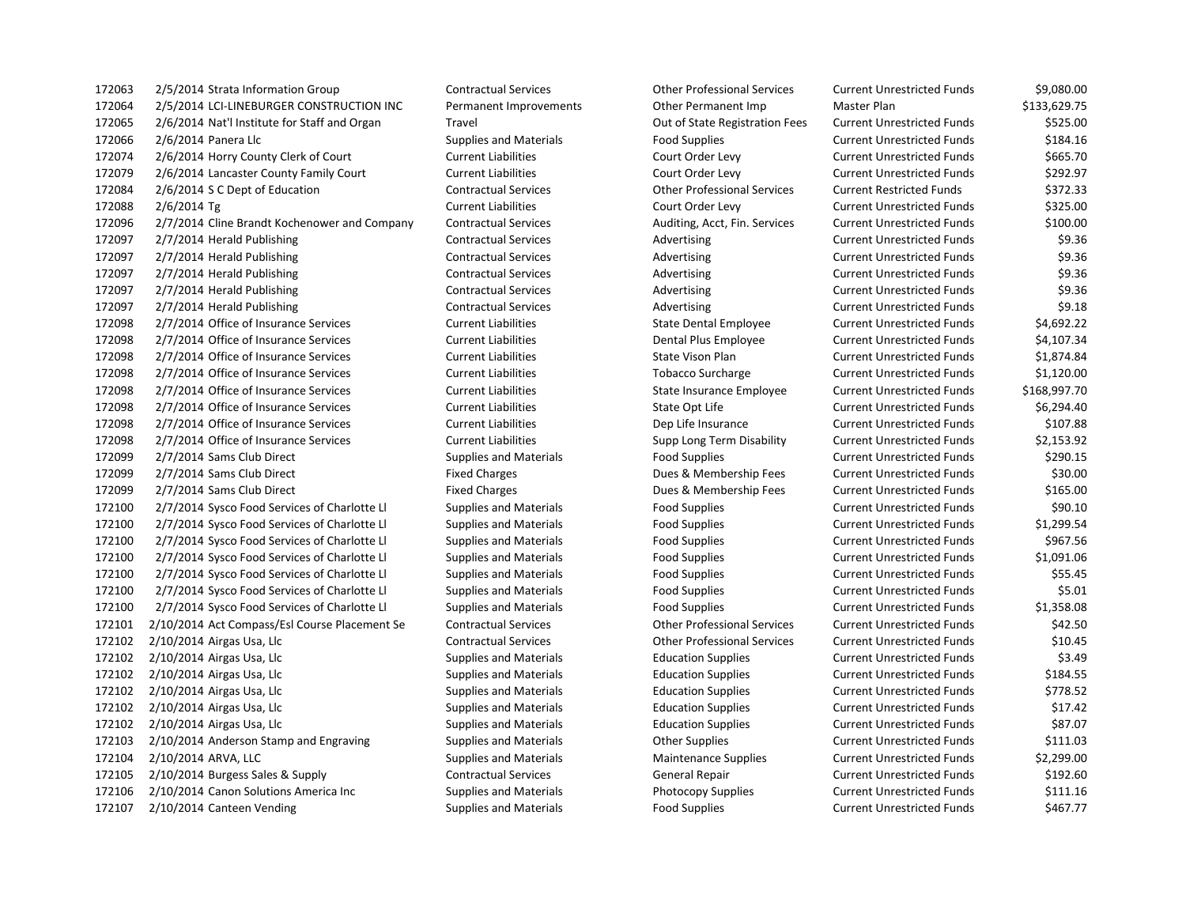| | | | | | | |
|---|---|---|---|---|---|---|
| 172063 | 2/5/2014 | Strata Information Group | Contractual Services | Other Professional Services | Current Unrestricted Funds | $9,080.00 |
| 172064 | 2/5/2014 | LCI-LINEBURGER CONSTRUCTION INC | Permanent Improvements | Other Permanent Imp | Master Plan | $133,629.75 |
| 172065 | 2/6/2014 | Nat'l Institute for Staff and Organ | Travel | Out of State Registration Fees | Current Unrestricted Funds | $525.00 |
| 172066 | 2/6/2014 | Panera Llc | Supplies and Materials | Food Supplies | Current Unrestricted Funds | $184.16 |
| 172074 | 2/6/2014 | Horry County Clerk of Court | Current Liabilities | Court Order Levy | Current Unrestricted Funds | $665.70 |
| 172079 | 2/6/2014 | Lancaster County Family Court | Current Liabilities | Court Order Levy | Current Unrestricted Funds | $292.97 |
| 172084 | 2/6/2014 | S C Dept of Education | Contractual Services | Other Professional Services | Current Restricted Funds | $372.33 |
| 172088 | 2/6/2014 | Tg | Current Liabilities | Court Order Levy | Current Unrestricted Funds | $325.00 |
| 172096 | 2/7/2014 | Cline Brandt Kochenower and Company | Contractual Services | Auditing, Acct, Fin. Services | Current Unrestricted Funds | $100.00 |
| 172097 | 2/7/2014 | Herald Publishing | Contractual Services | Advertising | Current Unrestricted Funds | $9.36 |
| 172097 | 2/7/2014 | Herald Publishing | Contractual Services | Advertising | Current Unrestricted Funds | $9.36 |
| 172097 | 2/7/2014 | Herald Publishing | Contractual Services | Advertising | Current Unrestricted Funds | $9.36 |
| 172097 | 2/7/2014 | Herald Publishing | Contractual Services | Advertising | Current Unrestricted Funds | $9.36 |
| 172097 | 2/7/2014 | Herald Publishing | Contractual Services | Advertising | Current Unrestricted Funds | $9.18 |
| 172098 | 2/7/2014 | Office of Insurance Services | Current Liabilities | State Dental Employee | Current Unrestricted Funds | $4,692.22 |
| 172098 | 2/7/2014 | Office of Insurance Services | Current Liabilities | Dental Plus Employee | Current Unrestricted Funds | $4,107.34 |
| 172098 | 2/7/2014 | Office of Insurance Services | Current Liabilities | State Vison Plan | Current Unrestricted Funds | $1,874.84 |
| 172098 | 2/7/2014 | Office of Insurance Services | Current Liabilities | Tobacco Surcharge | Current Unrestricted Funds | $1,120.00 |
| 172098 | 2/7/2014 | Office of Insurance Services | Current Liabilities | State Insurance Employee | Current Unrestricted Funds | $168,997.70 |
| 172098 | 2/7/2014 | Office of Insurance Services | Current Liabilities | State Opt Life | Current Unrestricted Funds | $6,294.40 |
| 172098 | 2/7/2014 | Office of Insurance Services | Current Liabilities | Dep Life Insurance | Current Unrestricted Funds | $107.88 |
| 172098 | 2/7/2014 | Office of Insurance Services | Current Liabilities | Supp Long Term Disability | Current Unrestricted Funds | $2,153.92 |
| 172099 | 2/7/2014 | Sams Club Direct | Supplies and Materials | Food Supplies | Current Unrestricted Funds | $290.15 |
| 172099 | 2/7/2014 | Sams Club Direct | Fixed Charges | Dues & Membership Fees | Current Unrestricted Funds | $30.00 |
| 172099 | 2/7/2014 | Sams Club Direct | Fixed Charges | Dues & Membership Fees | Current Unrestricted Funds | $165.00 |
| 172100 | 2/7/2014 | Sysco Food Services of Charlotte Ll | Supplies and Materials | Food Supplies | Current Unrestricted Funds | $90.10 |
| 172100 | 2/7/2014 | Sysco Food Services of Charlotte Ll | Supplies and Materials | Food Supplies | Current Unrestricted Funds | $1,299.54 |
| 172100 | 2/7/2014 | Sysco Food Services of Charlotte Ll | Supplies and Materials | Food Supplies | Current Unrestricted Funds | $967.56 |
| 172100 | 2/7/2014 | Sysco Food Services of Charlotte Ll | Supplies and Materials | Food Supplies | Current Unrestricted Funds | $1,091.06 |
| 172100 | 2/7/2014 | Sysco Food Services of Charlotte Ll | Supplies and Materials | Food Supplies | Current Unrestricted Funds | $55.45 |
| 172100 | 2/7/2014 | Sysco Food Services of Charlotte Ll | Supplies and Materials | Food Supplies | Current Unrestricted Funds | $5.01 |
| 172100 | 2/7/2014 | Sysco Food Services of Charlotte Ll | Supplies and Materials | Food Supplies | Current Unrestricted Funds | $1,358.08 |
| 172101 | 2/10/2014 | Act Compass/Esl Course Placement Se | Contractual Services | Other Professional Services | Current Unrestricted Funds | $42.50 |
| 172102 | 2/10/2014 | Airgas Usa, Llc | Contractual Services | Other Professional Services | Current Unrestricted Funds | $10.45 |
| 172102 | 2/10/2014 | Airgas Usa, Llc | Supplies and Materials | Education Supplies | Current Unrestricted Funds | $3.49 |
| 172102 | 2/10/2014 | Airgas Usa, Llc | Supplies and Materials | Education Supplies | Current Unrestricted Funds | $184.55 |
| 172102 | 2/10/2014 | Airgas Usa, Llc | Supplies and Materials | Education Supplies | Current Unrestricted Funds | $778.52 |
| 172102 | 2/10/2014 | Airgas Usa, Llc | Supplies and Materials | Education Supplies | Current Unrestricted Funds | $17.42 |
| 172102 | 2/10/2014 | Airgas Usa, Llc | Supplies and Materials | Education Supplies | Current Unrestricted Funds | $87.07 |
| 172103 | 2/10/2014 | Anderson Stamp and Engraving | Supplies and Materials | Other Supplies | Current Unrestricted Funds | $111.03 |
| 172104 | 2/10/2014 | ARVA, LLC | Supplies and Materials | Maintenance Supplies | Current Unrestricted Funds | $2,299.00 |
| 172105 | 2/10/2014 | Burgess Sales & Supply | Contractual Services | General Repair | Current Unrestricted Funds | $192.60 |
| 172106 | 2/10/2014 | Canon Solutions America Inc | Supplies and Materials | Photocopy Supplies | Current Unrestricted Funds | $111.16 |
| 172107 | 2/10/2014 | Canteen Vending | Supplies and Materials | Food Supplies | Current Unrestricted Funds | $467.77 |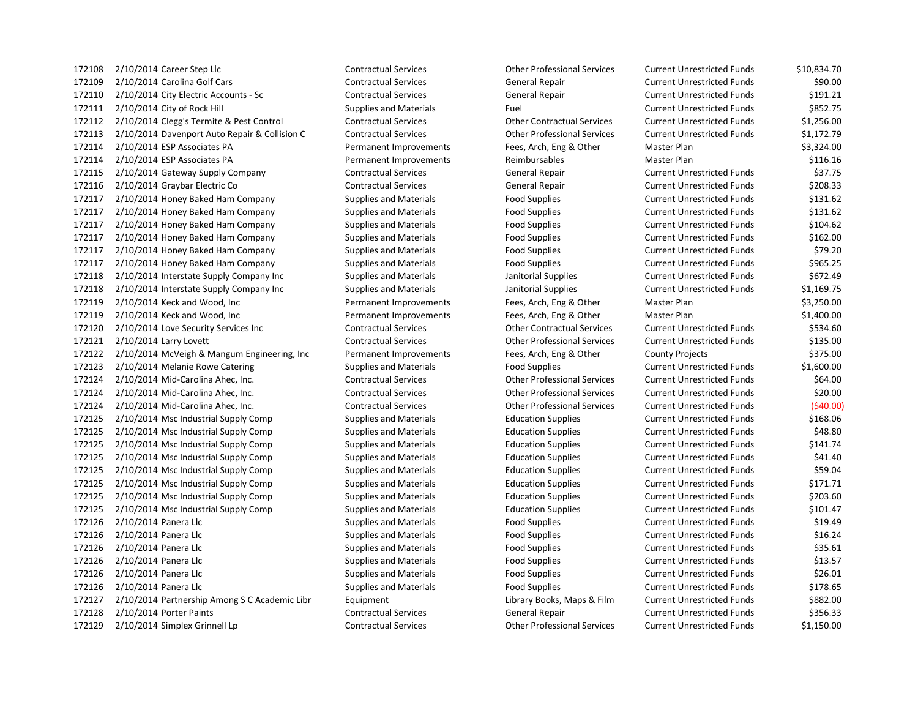| | | | | | | | |
|---|---|---|---|---|---|---|---|
| 172108 | 2/10/2014 | Career Step Llc | Contractual Services | Other Professional Services | Current Unrestricted Funds | $10,834.70 |
| 172109 | 2/10/2014 | Carolina Golf Cars | Contractual Services | General Repair | Current Unrestricted Funds | $90.00 |
| 172110 | 2/10/2014 | City Electric Accounts - Sc | Contractual Services | General Repair | Current Unrestricted Funds | $191.21 |
| 172111 | 2/10/2014 | City of Rock Hill | Supplies and Materials | Fuel | Current Unrestricted Funds | $852.75 |
| 172112 | 2/10/2014 | Clegg's Termite & Pest Control | Contractual Services | Other Contractual Services | Current Unrestricted Funds | $1,256.00 |
| 172113 | 2/10/2014 | Davenport Auto Repair & Collision C | Contractual Services | Other Professional Services | Current Unrestricted Funds | $1,172.79 |
| 172114 | 2/10/2014 | ESP Associates PA | Permanent Improvements | Fees, Arch, Eng & Other | Master Plan | $3,324.00 |
| 172114 | 2/10/2014 | ESP Associates PA | Permanent Improvements | Reimbursables | Master Plan | $116.16 |
| 172115 | 2/10/2014 | Gateway Supply Company | Contractual Services | General Repair | Current Unrestricted Funds | $37.75 |
| 172116 | 2/10/2014 | Graybar Electric Co | Contractual Services | General Repair | Current Unrestricted Funds | $208.33 |
| 172117 | 2/10/2014 | Honey Baked Ham Company | Supplies and Materials | Food Supplies | Current Unrestricted Funds | $131.62 |
| 172117 | 2/10/2014 | Honey Baked Ham Company | Supplies and Materials | Food Supplies | Current Unrestricted Funds | $131.62 |
| 172117 | 2/10/2014 | Honey Baked Ham Company | Supplies and Materials | Food Supplies | Current Unrestricted Funds | $104.62 |
| 172117 | 2/10/2014 | Honey Baked Ham Company | Supplies and Materials | Food Supplies | Current Unrestricted Funds | $162.00 |
| 172117 | 2/10/2014 | Honey Baked Ham Company | Supplies and Materials | Food Supplies | Current Unrestricted Funds | $79.20 |
| 172117 | 2/10/2014 | Honey Baked Ham Company | Supplies and Materials | Food Supplies | Current Unrestricted Funds | $965.25 |
| 172118 | 2/10/2014 | Interstate Supply Company Inc | Supplies and Materials | Janitorial Supplies | Current Unrestricted Funds | $672.49 |
| 172118 | 2/10/2014 | Interstate Supply Company Inc | Supplies and Materials | Janitorial Supplies | Current Unrestricted Funds | $1,169.75 |
| 172119 | 2/10/2014 | Keck and Wood, Inc | Permanent Improvements | Fees, Arch, Eng & Other | Master Plan | $3,250.00 |
| 172119 | 2/10/2014 | Keck and Wood, Inc | Permanent Improvements | Fees, Arch, Eng & Other | Master Plan | $1,400.00 |
| 172120 | 2/10/2014 | Love Security Services Inc | Contractual Services | Other Contractual Services | Current Unrestricted Funds | $534.60 |
| 172121 | 2/10/2014 | Larry Lovett | Contractual Services | Other Professional Services | Current Unrestricted Funds | $135.00 |
| 172122 | 2/10/2014 | McVeigh & Mangum Engineering, Inc | Permanent Improvements | Fees, Arch, Eng & Other | County Projects | $375.00 |
| 172123 | 2/10/2014 | Melanie Rowe Catering | Supplies and Materials | Food Supplies | Current Unrestricted Funds | $1,600.00 |
| 172124 | 2/10/2014 | Mid-Carolina Ahec, Inc. | Contractual Services | Other Professional Services | Current Unrestricted Funds | $64.00 |
| 172124 | 2/10/2014 | Mid-Carolina Ahec, Inc. | Contractual Services | Other Professional Services | Current Unrestricted Funds | $20.00 |
| 172124 | 2/10/2014 | Mid-Carolina Ahec, Inc. | Contractual Services | Other Professional Services | Current Unrestricted Funds | ($40.00) |
| 172125 | 2/10/2014 | Msc Industrial Supply Comp | Supplies and Materials | Education Supplies | Current Unrestricted Funds | $168.06 |
| 172125 | 2/10/2014 | Msc Industrial Supply Comp | Supplies and Materials | Education Supplies | Current Unrestricted Funds | $48.80 |
| 172125 | 2/10/2014 | Msc Industrial Supply Comp | Supplies and Materials | Education Supplies | Current Unrestricted Funds | $141.74 |
| 172125 | 2/10/2014 | Msc Industrial Supply Comp | Supplies and Materials | Education Supplies | Current Unrestricted Funds | $41.40 |
| 172125 | 2/10/2014 | Msc Industrial Supply Comp | Supplies and Materials | Education Supplies | Current Unrestricted Funds | $59.04 |
| 172125 | 2/10/2014 | Msc Industrial Supply Comp | Supplies and Materials | Education Supplies | Current Unrestricted Funds | $171.71 |
| 172125 | 2/10/2014 | Msc Industrial Supply Comp | Supplies and Materials | Education Supplies | Current Unrestricted Funds | $203.60 |
| 172125 | 2/10/2014 | Msc Industrial Supply Comp | Supplies and Materials | Education Supplies | Current Unrestricted Funds | $101.47 |
| 172126 | 2/10/2014 | Panera Llc | Supplies and Materials | Food Supplies | Current Unrestricted Funds | $19.49 |
| 172126 | 2/10/2014 | Panera Llc | Supplies and Materials | Food Supplies | Current Unrestricted Funds | $16.24 |
| 172126 | 2/10/2014 | Panera Llc | Supplies and Materials | Food Supplies | Current Unrestricted Funds | $35.61 |
| 172126 | 2/10/2014 | Panera Llc | Supplies and Materials | Food Supplies | Current Unrestricted Funds | $13.57 |
| 172126 | 2/10/2014 | Panera Llc | Supplies and Materials | Food Supplies | Current Unrestricted Funds | $26.01 |
| 172126 | 2/10/2014 | Panera Llc | Supplies and Materials | Food Supplies | Current Unrestricted Funds | $178.65 |
| 172127 | 2/10/2014 | Partnership Among S C Academic Libr | Equipment | Library Books, Maps & Film | Current Unrestricted Funds | $882.00 |
| 172128 | 2/10/2014 | Porter Paints | Contractual Services | General Repair | Current Unrestricted Funds | $356.33 |
| 172129 | 2/10/2014 | Simplex Grinnell Lp | Contractual Services | Other Professional Services | Current Unrestricted Funds | $1,150.00 |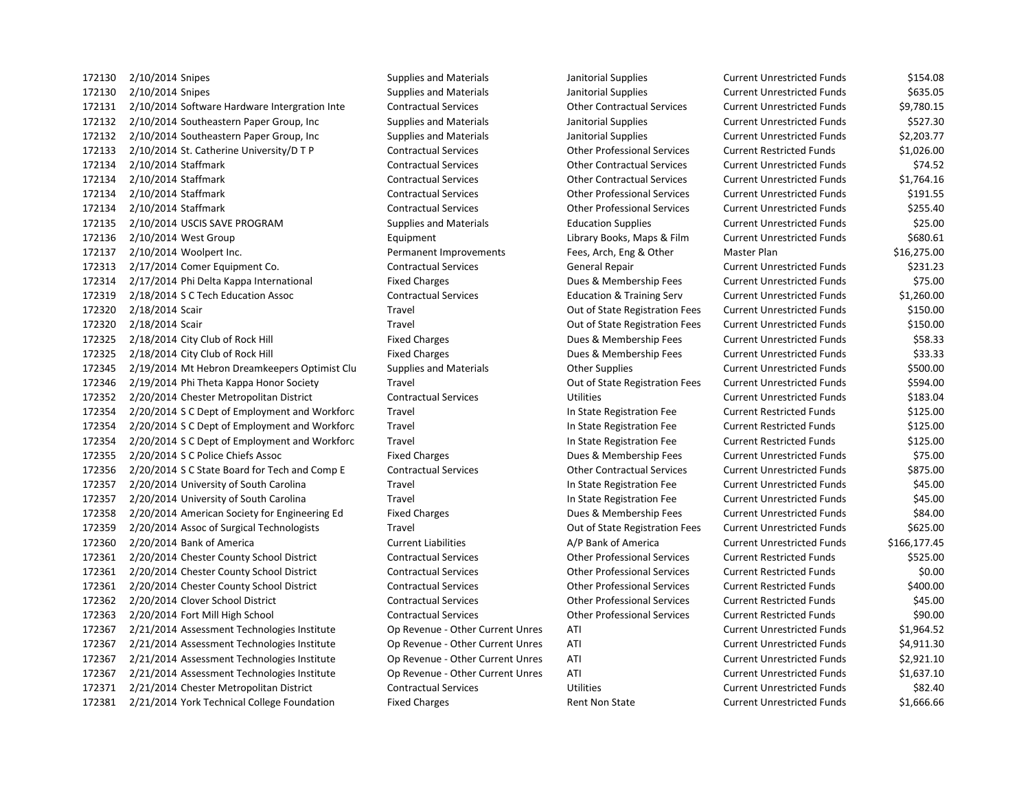| | | | | | | |
|---|---|---|---|---|---|---|
| 172130 | 2/10/2014 Snipes | Supplies and Materials | Janitorial Supplies | Current Unrestricted Funds | $154.08 |
| 172130 | 2/10/2014 Snipes | Supplies and Materials | Janitorial Supplies | Current Unrestricted Funds | $635.05 |
| 172131 | 2/10/2014 Software Hardware Intergration Inte | Contractual Services | Other Contractual Services | Current Unrestricted Funds | $9,780.15 |
| 172132 | 2/10/2014 Southeastern Paper Group, Inc | Supplies and Materials | Janitorial Supplies | Current Unrestricted Funds | $527.30 |
| 172132 | 2/10/2014 Southeastern Paper Group, Inc | Supplies and Materials | Janitorial Supplies | Current Unrestricted Funds | $2,203.77 |
| 172133 | 2/10/2014 St. Catherine University/D T P | Contractual Services | Other Professional Services | Current Restricted Funds | $1,026.00 |
| 172134 | 2/10/2014 Staffmark | Contractual Services | Other Contractual Services | Current Unrestricted Funds | $74.52 |
| 172134 | 2/10/2014 Staffmark | Contractual Services | Other Contractual Services | Current Unrestricted Funds | $1,764.16 |
| 172134 | 2/10/2014 Staffmark | Contractual Services | Other Professional Services | Current Unrestricted Funds | $191.55 |
| 172134 | 2/10/2014 Staffmark | Contractual Services | Other Professional Services | Current Unrestricted Funds | $255.40 |
| 172135 | 2/10/2014 USCIS SAVE PROGRAM | Supplies and Materials | Education Supplies | Current Unrestricted Funds | $25.00 |
| 172136 | 2/10/2014 West Group | Equipment | Library Books, Maps & Film | Current Unrestricted Funds | $680.61 |
| 172137 | 2/10/2014 Woolpert Inc. | Permanent Improvements | Fees, Arch, Eng & Other | Master Plan | $16,275.00 |
| 172313 | 2/17/2014 Comer Equipment Co. | Contractual Services | General Repair | Current Unrestricted Funds | $231.23 |
| 172314 | 2/17/2014 Phi Delta Kappa International | Fixed Charges | Dues & Membership Fees | Current Unrestricted Funds | $75.00 |
| 172319 | 2/18/2014 S C Tech Education Assoc | Contractual Services | Education & Training Serv | Current Unrestricted Funds | $1,260.00 |
| 172320 | 2/18/2014 Scair | Travel | Out of State Registration Fees | Current Unrestricted Funds | $150.00 |
| 172320 | 2/18/2014 Scair | Travel | Out of State Registration Fees | Current Unrestricted Funds | $150.00 |
| 172325 | 2/18/2014 City Club of Rock Hill | Fixed Charges | Dues & Membership Fees | Current Unrestricted Funds | $58.33 |
| 172325 | 2/18/2014 City Club of Rock Hill | Fixed Charges | Dues & Membership Fees | Current Unrestricted Funds | $33.33 |
| 172345 | 2/19/2014 Mt Hebron Dreamkeepers Optimist Clu | Supplies and Materials | Other Supplies | Current Unrestricted Funds | $500.00 |
| 172346 | 2/19/2014 Phi Theta Kappa Honor Society | Travel | Out of State Registration Fees | Current Unrestricted Funds | $594.00 |
| 172352 | 2/20/2014 Chester Metropolitan District | Contractual Services | Utilities | Current Unrestricted Funds | $183.04 |
| 172354 | 2/20/2014 S C Dept of Employment and Workforc | Travel | In State Registration Fee | Current Restricted Funds | $125.00 |
| 172354 | 2/20/2014 S C Dept of Employment and Workforc | Travel | In State Registration Fee | Current Restricted Funds | $125.00 |
| 172354 | 2/20/2014 S C Dept of Employment and Workforc | Travel | In State Registration Fee | Current Restricted Funds | $125.00 |
| 172355 | 2/20/2014 S C Police Chiefs Assoc | Fixed Charges | Dues & Membership Fees | Current Unrestricted Funds | $75.00 |
| 172356 | 2/20/2014 S C State Board for Tech and Comp E | Contractual Services | Other Contractual Services | Current Unrestricted Funds | $875.00 |
| 172357 | 2/20/2014 University of South Carolina | Travel | In State Registration Fee | Current Unrestricted Funds | $45.00 |
| 172357 | 2/20/2014 University of South Carolina | Travel | In State Registration Fee | Current Unrestricted Funds | $45.00 |
| 172358 | 2/20/2014 American Society for Engineering Ed | Fixed Charges | Dues & Membership Fees | Current Unrestricted Funds | $84.00 |
| 172359 | 2/20/2014 Assoc of Surgical Technologists | Travel | Out of State Registration Fees | Current Unrestricted Funds | $625.00 |
| 172360 | 2/20/2014 Bank of America | Current Liabilities | A/P Bank of America | Current Unrestricted Funds | $166,177.45 |
| 172361 | 2/20/2014 Chester County School District | Contractual Services | Other Professional Services | Current Restricted Funds | $525.00 |
| 172361 | 2/20/2014 Chester County School District | Contractual Services | Other Professional Services | Current Restricted Funds | $0.00 |
| 172361 | 2/20/2014 Chester County School District | Contractual Services | Other Professional Services | Current Restricted Funds | $400.00 |
| 172362 | 2/20/2014 Clover School District | Contractual Services | Other Professional Services | Current Restricted Funds | $45.00 |
| 172363 | 2/20/2014 Fort Mill High School | Contractual Services | Other Professional Services | Current Restricted Funds | $90.00 |
| 172367 | 2/21/2014 Assessment Technologies Institute | Op Revenue - Other Current Unres | ATI | Current Unrestricted Funds | $1,964.52 |
| 172367 | 2/21/2014 Assessment Technologies Institute | Op Revenue - Other Current Unres | ATI | Current Unrestricted Funds | $4,911.30 |
| 172367 | 2/21/2014 Assessment Technologies Institute | Op Revenue - Other Current Unres | ATI | Current Unrestricted Funds | $2,921.10 |
| 172367 | 2/21/2014 Assessment Technologies Institute | Op Revenue - Other Current Unres | ATI | Current Unrestricted Funds | $1,637.10 |
| 172371 | 2/21/2014 Chester Metropolitan District | Contractual Services | Utilities | Current Unrestricted Funds | $82.40 |
| 172381 | 2/21/2014 York Technical College Foundation | Fixed Charges | Rent Non State | Current Unrestricted Funds | $1,666.66 |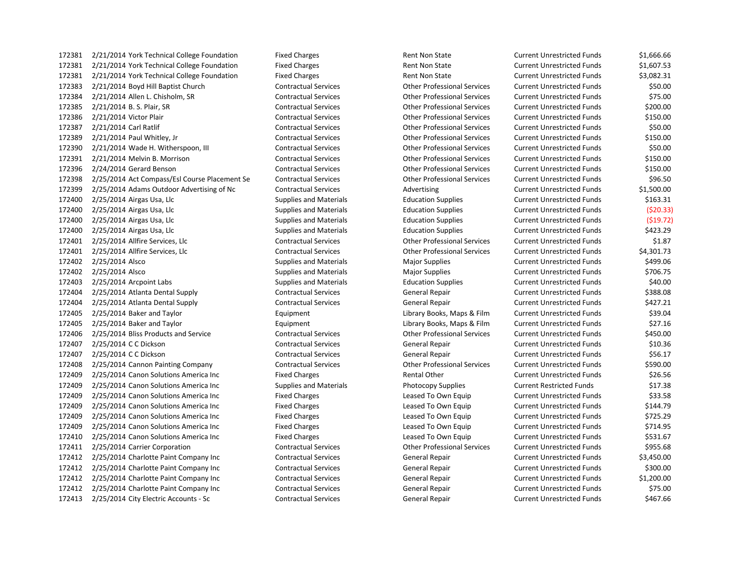| | | | | | | |
|---|---|---|---|---|---|---|
| 172381 | 2/21/2014 | York Technical College Foundation | Fixed Charges | Rent Non State | Current Unrestricted Funds | $1,666.66 |
| 172381 | 2/21/2014 | York Technical College Foundation | Fixed Charges | Rent Non State | Current Unrestricted Funds | $1,607.53 |
| 172381 | 2/21/2014 | York Technical College Foundation | Fixed Charges | Rent Non State | Current Unrestricted Funds | $3,082.31 |
| 172383 | 2/21/2014 | Boyd Hill Baptist Church | Contractual Services | Other Professional Services | Current Unrestricted Funds | $50.00 |
| 172384 | 2/21/2014 | Allen L. Chisholm, SR | Contractual Services | Other Professional Services | Current Unrestricted Funds | $75.00 |
| 172385 | 2/21/2014 | B. S. Plair, SR | Contractual Services | Other Professional Services | Current Unrestricted Funds | $200.00 |
| 172386 | 2/21/2014 | Victor Plair | Contractual Services | Other Professional Services | Current Unrestricted Funds | $150.00 |
| 172387 | 2/21/2014 | Carl Ratlif | Contractual Services | Other Professional Services | Current Unrestricted Funds | $50.00 |
| 172389 | 2/21/2014 | Paul Whitley, Jr | Contractual Services | Other Professional Services | Current Unrestricted Funds | $150.00 |
| 172390 | 2/21/2014 | Wade H. Witherspoon, III | Contractual Services | Other Professional Services | Current Unrestricted Funds | $50.00 |
| 172391 | 2/21/2014 | Melvin B. Morrison | Contractual Services | Other Professional Services | Current Unrestricted Funds | $150.00 |
| 172396 | 2/24/2014 | Gerard Benson | Contractual Services | Other Professional Services | Current Unrestricted Funds | $150.00 |
| 172398 | 2/25/2014 | Act Compass/Esl Course Placement Se | Contractual Services | Other Professional Services | Current Unrestricted Funds | $96.50 |
| 172399 | 2/25/2014 | Adams Outdoor Advertising of Nc | Contractual Services | Advertising | Current Unrestricted Funds | $1,500.00 |
| 172400 | 2/25/2014 | Airgas Usa, Llc | Supplies and Materials | Education Supplies | Current Unrestricted Funds | $163.31 |
| 172400 | 2/25/2014 | Airgas Usa, Llc | Supplies and Materials | Education Supplies | Current Unrestricted Funds | ($20.33) |
| 172400 | 2/25/2014 | Airgas Usa, Llc | Supplies and Materials | Education Supplies | Current Unrestricted Funds | ($19.72) |
| 172400 | 2/25/2014 | Airgas Usa, Llc | Supplies and Materials | Education Supplies | Current Unrestricted Funds | $423.29 |
| 172401 | 2/25/2014 | Allfire Services, Llc | Contractual Services | Other Professional Services | Current Unrestricted Funds | $1.87 |
| 172401 | 2/25/2014 | Allfire Services, Llc | Contractual Services | Other Professional Services | Current Unrestricted Funds | $4,301.73 |
| 172402 | 2/25/2014 | Alsco | Supplies and Materials | Major Supplies | Current Unrestricted Funds | $499.06 |
| 172402 | 2/25/2014 | Alsco | Supplies and Materials | Major Supplies | Current Unrestricted Funds | $706.75 |
| 172403 | 2/25/2014 | Arcpoint Labs | Supplies and Materials | Education Supplies | Current Unrestricted Funds | $40.00 |
| 172404 | 2/25/2014 | Atlanta Dental Supply | Contractual Services | General Repair | Current Unrestricted Funds | $388.08 |
| 172404 | 2/25/2014 | Atlanta Dental Supply | Contractual Services | General Repair | Current Unrestricted Funds | $427.21 |
| 172405 | 2/25/2014 | Baker and Taylor | Equipment | Library Books, Maps & Film | Current Unrestricted Funds | $39.04 |
| 172405 | 2/25/2014 | Baker and Taylor | Equipment | Library Books, Maps & Film | Current Unrestricted Funds | $27.16 |
| 172406 | 2/25/2014 | Bliss Products and Service | Contractual Services | Other Professional Services | Current Unrestricted Funds | $450.00 |
| 172407 | 2/25/2014 | C C Dickson | Contractual Services | General Repair | Current Unrestricted Funds | $10.36 |
| 172407 | 2/25/2014 | C C Dickson | Contractual Services | General Repair | Current Unrestricted Funds | $56.17 |
| 172408 | 2/25/2014 | Cannon Painting Company | Contractual Services | Other Professional Services | Current Unrestricted Funds | $590.00 |
| 172409 | 2/25/2014 | Canon Solutions America Inc | Fixed Charges | Rental Other | Current Unrestricted Funds | $26.56 |
| 172409 | 2/25/2014 | Canon Solutions America Inc | Supplies and Materials | Photocopy Supplies | Current Restricted Funds | $17.38 |
| 172409 | 2/25/2014 | Canon Solutions America Inc | Fixed Charges | Leased To Own Equip | Current Unrestricted Funds | $33.58 |
| 172409 | 2/25/2014 | Canon Solutions America Inc | Fixed Charges | Leased To Own Equip | Current Unrestricted Funds | $144.79 |
| 172409 | 2/25/2014 | Canon Solutions America Inc | Fixed Charges | Leased To Own Equip | Current Unrestricted Funds | $725.29 |
| 172409 | 2/25/2014 | Canon Solutions America Inc | Fixed Charges | Leased To Own Equip | Current Unrestricted Funds | $714.95 |
| 172410 | 2/25/2014 | Canon Solutions America Inc | Fixed Charges | Leased To Own Equip | Current Unrestricted Funds | $531.67 |
| 172411 | 2/25/2014 | Carrier Corporation | Contractual Services | Other Professional Services | Current Unrestricted Funds | $955.68 |
| 172412 | 2/25/2014 | Charlotte Paint Company Inc | Contractual Services | General Repair | Current Unrestricted Funds | $3,450.00 |
| 172412 | 2/25/2014 | Charlotte Paint Company Inc | Contractual Services | General Repair | Current Unrestricted Funds | $300.00 |
| 172412 | 2/25/2014 | Charlotte Paint Company Inc | Contractual Services | General Repair | Current Unrestricted Funds | $1,200.00 |
| 172412 | 2/25/2014 | Charlotte Paint Company Inc | Contractual Services | General Repair | Current Unrestricted Funds | $75.00 |
| 172413 | 2/25/2014 | City Electric Accounts - Sc | Contractual Services | General Repair | Current Unrestricted Funds | $467.66 |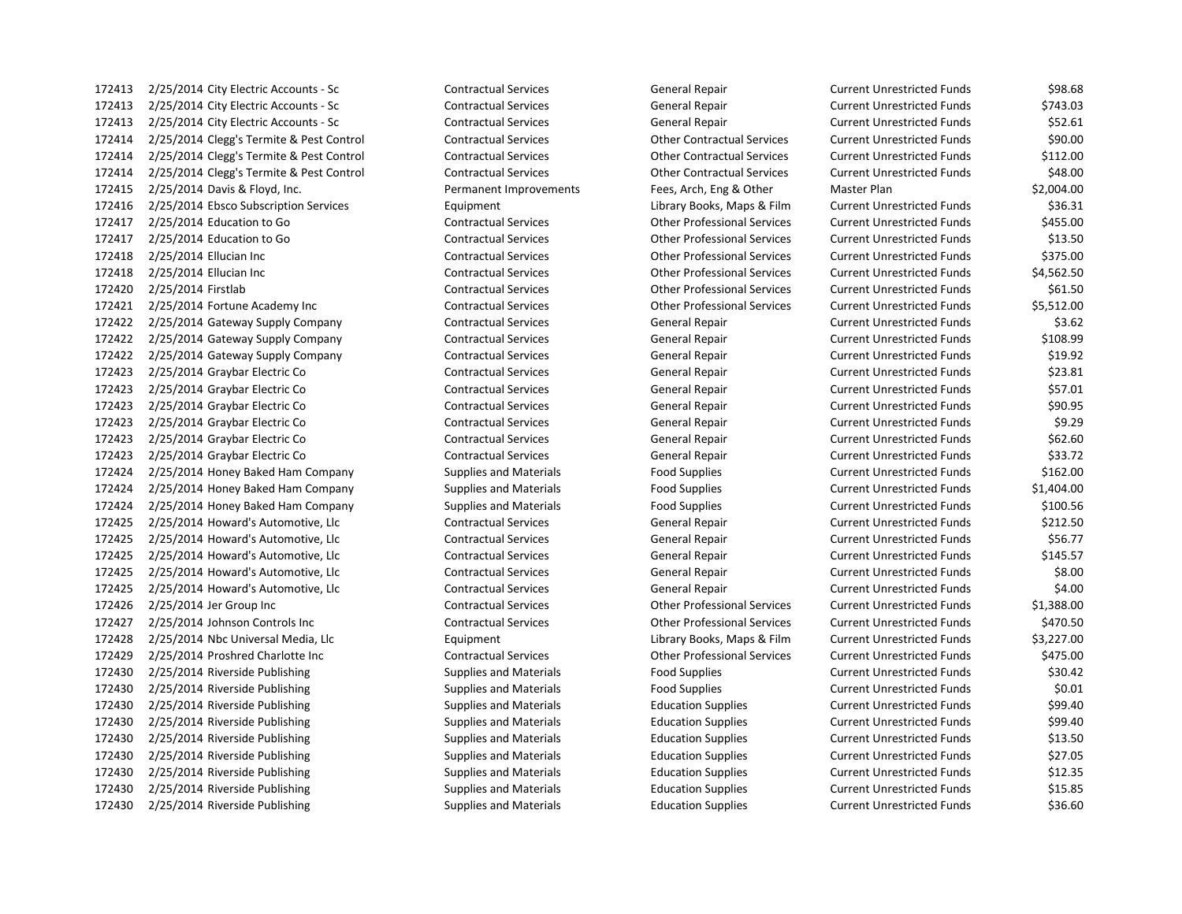| | | | | | | | |
|---|---|---|---|---|---|---|---|
| 172413 | 2/25/2014 | City Electric Accounts - Sc | Contractual Services | General Repair | Current Unrestricted Funds | $98.68 |
| 172413 | 2/25/2014 | City Electric Accounts - Sc | Contractual Services | General Repair | Current Unrestricted Funds | $743.03 |
| 172413 | 2/25/2014 | City Electric Accounts - Sc | Contractual Services | General Repair | Current Unrestricted Funds | $52.61 |
| 172414 | 2/25/2014 | Clegg's Termite & Pest Control | Contractual Services | Other Contractual Services | Current Unrestricted Funds | $90.00 |
| 172414 | 2/25/2014 | Clegg's Termite & Pest Control | Contractual Services | Other Contractual Services | Current Unrestricted Funds | $112.00 |
| 172414 | 2/25/2014 | Clegg's Termite & Pest Control | Contractual Services | Other Contractual Services | Current Unrestricted Funds | $48.00 |
| 172415 | 2/25/2014 | Davis & Floyd, Inc. | Permanent Improvements | Fees, Arch, Eng & Other | Master Plan | $2,004.00 |
| 172416 | 2/25/2014 | Ebsco Subscription Services | Equipment | Library Books, Maps & Film | Current Unrestricted Funds | $36.31 |
| 172417 | 2/25/2014 | Education to Go | Contractual Services | Other Professional Services | Current Unrestricted Funds | $455.00 |
| 172417 | 2/25/2014 | Education to Go | Contractual Services | Other Professional Services | Current Unrestricted Funds | $13.50 |
| 172418 | 2/25/2014 | Ellucian Inc | Contractual Services | Other Professional Services | Current Unrestricted Funds | $375.00 |
| 172418 | 2/25/2014 | Ellucian Inc | Contractual Services | Other Professional Services | Current Unrestricted Funds | $4,562.50 |
| 172420 | 2/25/2014 | Firstlab | Contractual Services | Other Professional Services | Current Unrestricted Funds | $61.50 |
| 172421 | 2/25/2014 | Fortune Academy Inc | Contractual Services | Other Professional Services | Current Unrestricted Funds | $5,512.00 |
| 172422 | 2/25/2014 | Gateway Supply Company | Contractual Services | General Repair | Current Unrestricted Funds | $3.62 |
| 172422 | 2/25/2014 | Gateway Supply Company | Contractual Services | General Repair | Current Unrestricted Funds | $108.99 |
| 172422 | 2/25/2014 | Gateway Supply Company | Contractual Services | General Repair | Current Unrestricted Funds | $19.92 |
| 172423 | 2/25/2014 | Graybar Electric Co | Contractual Services | General Repair | Current Unrestricted Funds | $23.81 |
| 172423 | 2/25/2014 | Graybar Electric Co | Contractual Services | General Repair | Current Unrestricted Funds | $57.01 |
| 172423 | 2/25/2014 | Graybar Electric Co | Contractual Services | General Repair | Current Unrestricted Funds | $90.95 |
| 172423 | 2/25/2014 | Graybar Electric Co | Contractual Services | General Repair | Current Unrestricted Funds | $9.29 |
| 172423 | 2/25/2014 | Graybar Electric Co | Contractual Services | General Repair | Current Unrestricted Funds | $62.60 |
| 172423 | 2/25/2014 | Graybar Electric Co | Contractual Services | General Repair | Current Unrestricted Funds | $33.72 |
| 172424 | 2/25/2014 | Honey Baked Ham Company | Supplies and Materials | Food Supplies | Current Unrestricted Funds | $162.00 |
| 172424 | 2/25/2014 | Honey Baked Ham Company | Supplies and Materials | Food Supplies | Current Unrestricted Funds | $1,404.00 |
| 172424 | 2/25/2014 | Honey Baked Ham Company | Supplies and Materials | Food Supplies | Current Unrestricted Funds | $100.56 |
| 172425 | 2/25/2014 | Howard's Automotive, Llc | Contractual Services | General Repair | Current Unrestricted Funds | $212.50 |
| 172425 | 2/25/2014 | Howard's Automotive, Llc | Contractual Services | General Repair | Current Unrestricted Funds | $56.77 |
| 172425 | 2/25/2014 | Howard's Automotive, Llc | Contractual Services | General Repair | Current Unrestricted Funds | $145.57 |
| 172425 | 2/25/2014 | Howard's Automotive, Llc | Contractual Services | General Repair | Current Unrestricted Funds | $8.00 |
| 172425 | 2/25/2014 | Howard's Automotive, Llc | Contractual Services | General Repair | Current Unrestricted Funds | $4.00 |
| 172426 | 2/25/2014 | Jer Group Inc | Contractual Services | Other Professional Services | Current Unrestricted Funds | $1,388.00 |
| 172427 | 2/25/2014 | Johnson Controls Inc | Contractual Services | Other Professional Services | Current Unrestricted Funds | $470.50 |
| 172428 | 2/25/2014 | Nbc Universal Media, Llc | Equipment | Library Books, Maps & Film | Current Unrestricted Funds | $3,227.00 |
| 172429 | 2/25/2014 | Proshred Charlotte Inc | Contractual Services | Other Professional Services | Current Unrestricted Funds | $475.00 |
| 172430 | 2/25/2014 | Riverside Publishing | Supplies and Materials | Food Supplies | Current Unrestricted Funds | $30.42 |
| 172430 | 2/25/2014 | Riverside Publishing | Supplies and Materials | Food Supplies | Current Unrestricted Funds | $0.01 |
| 172430 | 2/25/2014 | Riverside Publishing | Supplies and Materials | Education Supplies | Current Unrestricted Funds | $99.40 |
| 172430 | 2/25/2014 | Riverside Publishing | Supplies and Materials | Education Supplies | Current Unrestricted Funds | $99.40 |
| 172430 | 2/25/2014 | Riverside Publishing | Supplies and Materials | Education Supplies | Current Unrestricted Funds | $13.50 |
| 172430 | 2/25/2014 | Riverside Publishing | Supplies and Materials | Education Supplies | Current Unrestricted Funds | $27.05 |
| 172430 | 2/25/2014 | Riverside Publishing | Supplies and Materials | Education Supplies | Current Unrestricted Funds | $12.35 |
| 172430 | 2/25/2014 | Riverside Publishing | Supplies and Materials | Education Supplies | Current Unrestricted Funds | $15.85 |
| 172430 | 2/25/2014 | Riverside Publishing | Supplies and Materials | Education Supplies | Current Unrestricted Funds | $36.60 |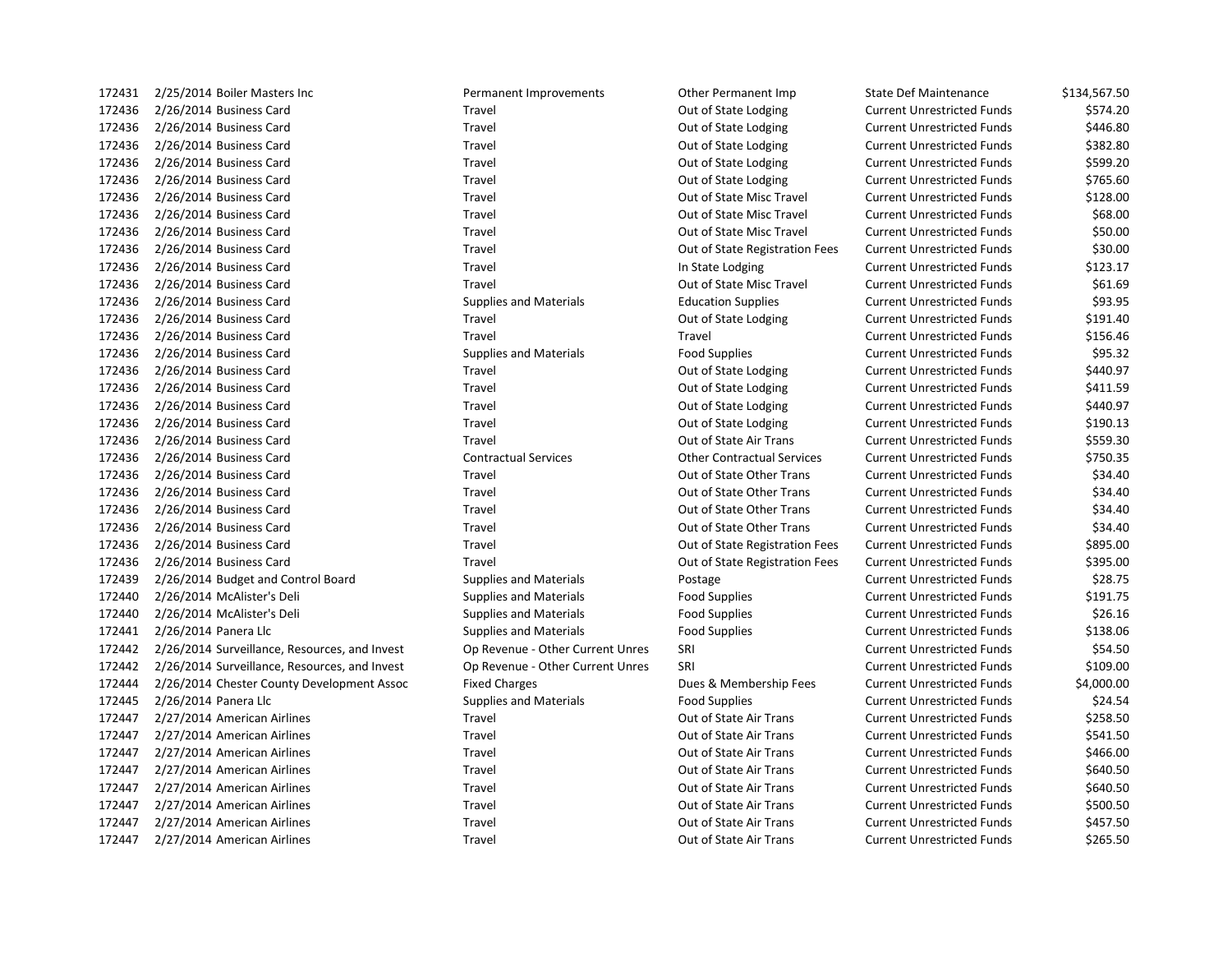| | | | | | | |
|---|---|---|---|---|---|---|
| 172431 | 2/25/2014 | Boiler Masters Inc | Permanent Improvements | Other Permanent Imp | State Def Maintenance | $134,567.50 |
| 172436 | 2/26/2014 | Business Card | Travel | Out of State Lodging | Current Unrestricted Funds | $574.20 |
| 172436 | 2/26/2014 | Business Card | Travel | Out of State Lodging | Current Unrestricted Funds | $446.80 |
| 172436 | 2/26/2014 | Business Card | Travel | Out of State Lodging | Current Unrestricted Funds | $382.80 |
| 172436 | 2/26/2014 | Business Card | Travel | Out of State Lodging | Current Unrestricted Funds | $599.20 |
| 172436 | 2/26/2014 | Business Card | Travel | Out of State Lodging | Current Unrestricted Funds | $765.60 |
| 172436 | 2/26/2014 | Business Card | Travel | Out of State Misc Travel | Current Unrestricted Funds | $128.00 |
| 172436 | 2/26/2014 | Business Card | Travel | Out of State Misc Travel | Current Unrestricted Funds | $68.00 |
| 172436 | 2/26/2014 | Business Card | Travel | Out of State Misc Travel | Current Unrestricted Funds | $50.00 |
| 172436 | 2/26/2014 | Business Card | Travel | Out of State Registration Fees | Current Unrestricted Funds | $30.00 |
| 172436 | 2/26/2014 | Business Card | Travel | In State Lodging | Current Unrestricted Funds | $123.17 |
| 172436 | 2/26/2014 | Business Card | Travel | Out of State Misc Travel | Current Unrestricted Funds | $61.69 |
| 172436 | 2/26/2014 | Business Card | Supplies and Materials | Education Supplies | Current Unrestricted Funds | $93.95 |
| 172436 | 2/26/2014 | Business Card | Travel | Out of State Lodging | Current Unrestricted Funds | $191.40 |
| 172436 | 2/26/2014 | Business Card | Travel | Travel | Current Unrestricted Funds | $156.46 |
| 172436 | 2/26/2014 | Business Card | Supplies and Materials | Food Supplies | Current Unrestricted Funds | $95.32 |
| 172436 | 2/26/2014 | Business Card | Travel | Out of State Lodging | Current Unrestricted Funds | $440.97 |
| 172436 | 2/26/2014 | Business Card | Travel | Out of State Lodging | Current Unrestricted Funds | $411.59 |
| 172436 | 2/26/2014 | Business Card | Travel | Out of State Lodging | Current Unrestricted Funds | $440.97 |
| 172436 | 2/26/2014 | Business Card | Travel | Out of State Lodging | Current Unrestricted Funds | $190.13 |
| 172436 | 2/26/2014 | Business Card | Travel | Out of State Air Trans | Current Unrestricted Funds | $559.30 |
| 172436 | 2/26/2014 | Business Card | Contractual Services | Other Contractual Services | Current Unrestricted Funds | $750.35 |
| 172436 | 2/26/2014 | Business Card | Travel | Out of State Other Trans | Current Unrestricted Funds | $34.40 |
| 172436 | 2/26/2014 | Business Card | Travel | Out of State Other Trans | Current Unrestricted Funds | $34.40 |
| 172436 | 2/26/2014 | Business Card | Travel | Out of State Other Trans | Current Unrestricted Funds | $34.40 |
| 172436 | 2/26/2014 | Business Card | Travel | Out of State Other Trans | Current Unrestricted Funds | $34.40 |
| 172436 | 2/26/2014 | Business Card | Travel | Out of State Registration Fees | Current Unrestricted Funds | $895.00 |
| 172436 | 2/26/2014 | Business Card | Travel | Out of State Registration Fees | Current Unrestricted Funds | $395.00 |
| 172439 | 2/26/2014 | Budget and Control Board | Supplies and Materials | Postage | Current Unrestricted Funds | $28.75 |
| 172440 | 2/26/2014 | McAlister's Deli | Supplies and Materials | Food Supplies | Current Unrestricted Funds | $191.75 |
| 172440 | 2/26/2014 | McAlister's Deli | Supplies and Materials | Food Supplies | Current Unrestricted Funds | $26.16 |
| 172441 | 2/26/2014 | Panera Llc | Supplies and Materials | Food Supplies | Current Unrestricted Funds | $138.06 |
| 172442 | 2/26/2014 | Surveillance, Resources, and Invest | Op Revenue - Other Current Unres | SRI | Current Unrestricted Funds | $54.50 |
| 172442 | 2/26/2014 | Surveillance, Resources, and Invest | Op Revenue - Other Current Unres | SRI | Current Unrestricted Funds | $109.00 |
| 172444 | 2/26/2014 | Chester County Development Assoc | Fixed Charges | Dues & Membership Fees | Current Unrestricted Funds | $4,000.00 |
| 172445 | 2/26/2014 | Panera Llc | Supplies and Materials | Food Supplies | Current Unrestricted Funds | $24.54 |
| 172447 | 2/27/2014 | American Airlines | Travel | Out of State Air Trans | Current Unrestricted Funds | $258.50 |
| 172447 | 2/27/2014 | American Airlines | Travel | Out of State Air Trans | Current Unrestricted Funds | $541.50 |
| 172447 | 2/27/2014 | American Airlines | Travel | Out of State Air Trans | Current Unrestricted Funds | $466.00 |
| 172447 | 2/27/2014 | American Airlines | Travel | Out of State Air Trans | Current Unrestricted Funds | $640.50 |
| 172447 | 2/27/2014 | American Airlines | Travel | Out of State Air Trans | Current Unrestricted Funds | $640.50 |
| 172447 | 2/27/2014 | American Airlines | Travel | Out of State Air Trans | Current Unrestricted Funds | $500.50 |
| 172447 | 2/27/2014 | American Airlines | Travel | Out of State Air Trans | Current Unrestricted Funds | $457.50 |
| 172447 | 2/27/2014 | American Airlines | Travel | Out of State Air Trans | Current Unrestricted Funds | $265.50 |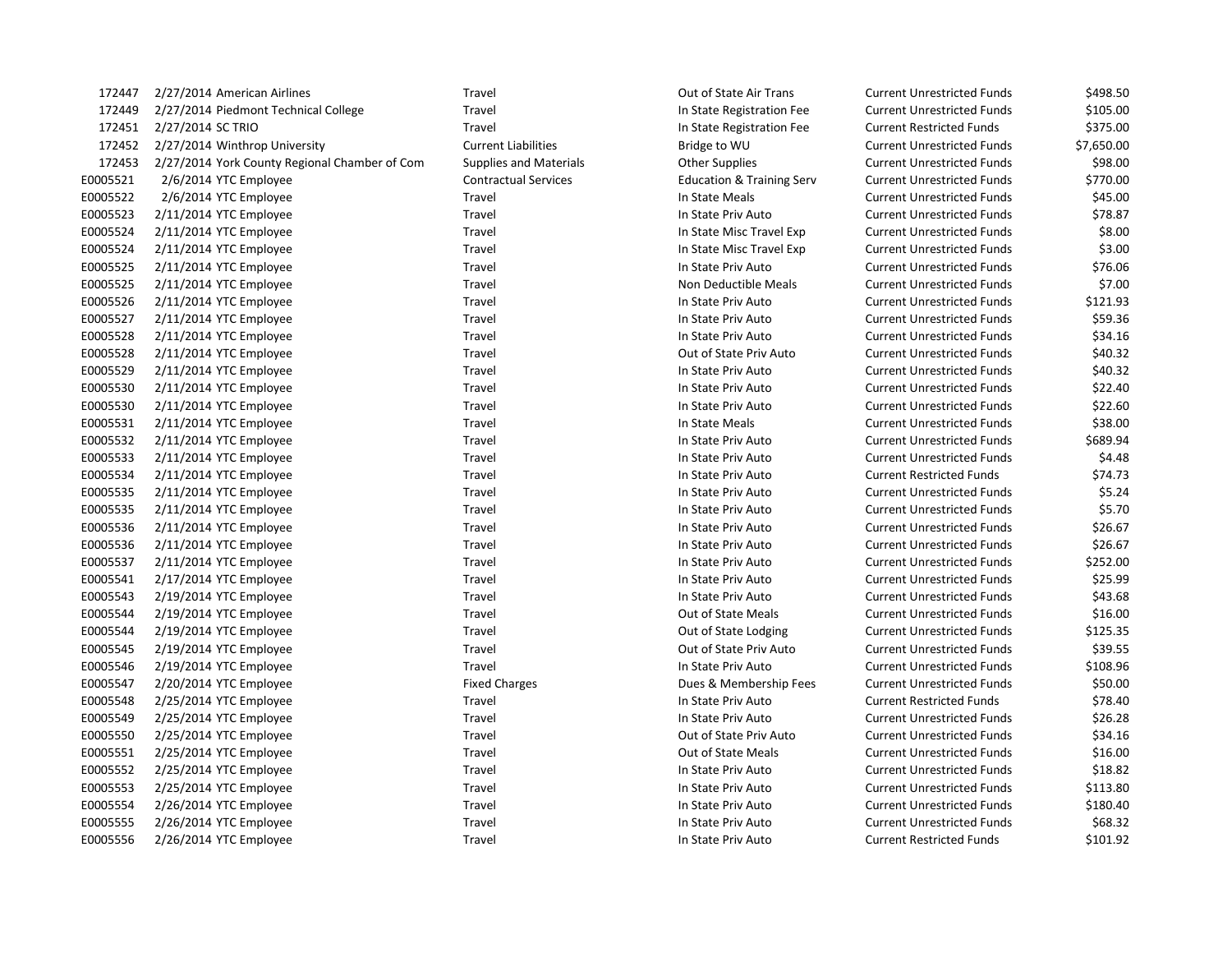| | | | | | | |
|---|---|---|---|---|---|---|
| 172447 | 2/27/2014 | American Airlines | Travel | Out of State Air Trans | Current Unrestricted Funds | $498.50 |
| 172449 | 2/27/2014 | Piedmont Technical College | Travel | In State Registration Fee | Current Unrestricted Funds | $105.00 |
| 172451 | 2/27/2014 | SC TRIO | Travel | In State Registration Fee | Current Restricted Funds | $375.00 |
| 172452 | 2/27/2014 | Winthrop University | Current Liabilities | Bridge to WU | Current Unrestricted Funds | $7,650.00 |
| 172453 | 2/27/2014 | York County Regional Chamber of Com | Supplies and Materials | Other Supplies | Current Unrestricted Funds | $98.00 |
| E0005521 | 2/6/2014 | YTC Employee | Contractual Services | Education & Training Serv | Current Unrestricted Funds | $770.00 |
| E0005522 | 2/6/2014 | YTC Employee | Travel | In State Meals | Current Unrestricted Funds | $45.00 |
| E0005523 | 2/11/2014 | YTC Employee | Travel | In State Priv Auto | Current Unrestricted Funds | $78.87 |
| E0005524 | 2/11/2014 | YTC Employee | Travel | In State Misc Travel Exp | Current Unrestricted Funds | $8.00 |
| E0005524 | 2/11/2014 | YTC Employee | Travel | In State Misc Travel Exp | Current Unrestricted Funds | $3.00 |
| E0005525 | 2/11/2014 | YTC Employee | Travel | In State Priv Auto | Current Unrestricted Funds | $76.06 |
| E0005525 | 2/11/2014 | YTC Employee | Travel | Non Deductible Meals | Current Unrestricted Funds | $7.00 |
| E0005526 | 2/11/2014 | YTC Employee | Travel | In State Priv Auto | Current Unrestricted Funds | $121.93 |
| E0005527 | 2/11/2014 | YTC Employee | Travel | In State Priv Auto | Current Unrestricted Funds | $59.36 |
| E0005528 | 2/11/2014 | YTC Employee | Travel | In State Priv Auto | Current Unrestricted Funds | $34.16 |
| E0005528 | 2/11/2014 | YTC Employee | Travel | Out of State Priv Auto | Current Unrestricted Funds | $40.32 |
| E0005529 | 2/11/2014 | YTC Employee | Travel | In State Priv Auto | Current Unrestricted Funds | $40.32 |
| E0005530 | 2/11/2014 | YTC Employee | Travel | In State Priv Auto | Current Unrestricted Funds | $22.40 |
| E0005530 | 2/11/2014 | YTC Employee | Travel | In State Priv Auto | Current Unrestricted Funds | $22.60 |
| E0005531 | 2/11/2014 | YTC Employee | Travel | In State Meals | Current Unrestricted Funds | $38.00 |
| E0005532 | 2/11/2014 | YTC Employee | Travel | In State Priv Auto | Current Unrestricted Funds | $689.94 |
| E0005533 | 2/11/2014 | YTC Employee | Travel | In State Priv Auto | Current Unrestricted Funds | $4.48 |
| E0005534 | 2/11/2014 | YTC Employee | Travel | In State Priv Auto | Current Restricted Funds | $74.73 |
| E0005535 | 2/11/2014 | YTC Employee | Travel | In State Priv Auto | Current Unrestricted Funds | $5.24 |
| E0005535 | 2/11/2014 | YTC Employee | Travel | In State Priv Auto | Current Unrestricted Funds | $5.70 |
| E0005536 | 2/11/2014 | YTC Employee | Travel | In State Priv Auto | Current Unrestricted Funds | $26.67 |
| E0005536 | 2/11/2014 | YTC Employee | Travel | In State Priv Auto | Current Unrestricted Funds | $26.67 |
| E0005537 | 2/11/2014 | YTC Employee | Travel | In State Priv Auto | Current Unrestricted Funds | $252.00 |
| E0005541 | 2/17/2014 | YTC Employee | Travel | In State Priv Auto | Current Unrestricted Funds | $25.99 |
| E0005543 | 2/19/2014 | YTC Employee | Travel | In State Priv Auto | Current Unrestricted Funds | $43.68 |
| E0005544 | 2/19/2014 | YTC Employee | Travel | Out of State Meals | Current Unrestricted Funds | $16.00 |
| E0005544 | 2/19/2014 | YTC Employee | Travel | Out of State Lodging | Current Unrestricted Funds | $125.35 |
| E0005545 | 2/19/2014 | YTC Employee | Travel | Out of State Priv Auto | Current Unrestricted Funds | $39.55 |
| E0005546 | 2/19/2014 | YTC Employee | Travel | In State Priv Auto | Current Unrestricted Funds | $108.96 |
| E0005547 | 2/20/2014 | YTC Employee | Fixed Charges | Dues & Membership Fees | Current Unrestricted Funds | $50.00 |
| E0005548 | 2/25/2014 | YTC Employee | Travel | In State Priv Auto | Current Restricted Funds | $78.40 |
| E0005549 | 2/25/2014 | YTC Employee | Travel | In State Priv Auto | Current Unrestricted Funds | $26.28 |
| E0005550 | 2/25/2014 | YTC Employee | Travel | Out of State Priv Auto | Current Unrestricted Funds | $34.16 |
| E0005551 | 2/25/2014 | YTC Employee | Travel | Out of State Meals | Current Unrestricted Funds | $16.00 |
| E0005552 | 2/25/2014 | YTC Employee | Travel | In State Priv Auto | Current Unrestricted Funds | $18.82 |
| E0005553 | 2/25/2014 | YTC Employee | Travel | In State Priv Auto | Current Unrestricted Funds | $113.80 |
| E0005554 | 2/26/2014 | YTC Employee | Travel | In State Priv Auto | Current Unrestricted Funds | $180.40 |
| E0005555 | 2/26/2014 | YTC Employee | Travel | In State Priv Auto | Current Unrestricted Funds | $68.32 |
| E0005556 | 2/26/2014 | YTC Employee | Travel | In State Priv Auto | Current Restricted Funds | $101.92 |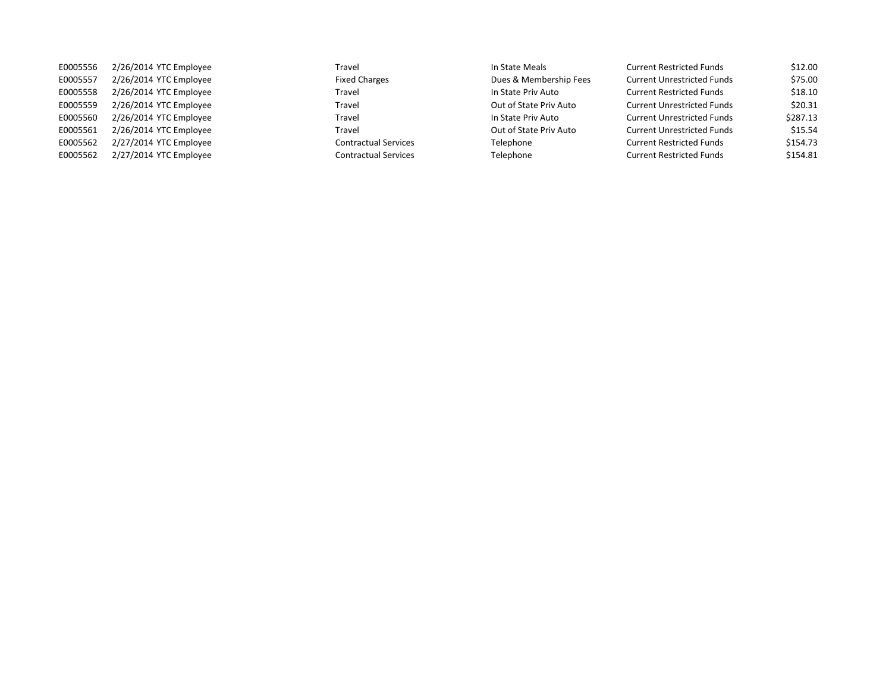| | | | | | | |
|---|---|---|---|---|---|---|
| E0005556 | 2/26/2014 | YTC Employee | Travel | In State Meals | Current Restricted Funds | $12.00 |
| E0005557 | 2/26/2014 | YTC Employee | Fixed Charges | Dues & Membership Fees | Current Unrestricted Funds | $75.00 |
| E0005558 | 2/26/2014 | YTC Employee | Travel | In State Priv Auto | Current Restricted Funds | $18.10 |
| E0005559 | 2/26/2014 | YTC Employee | Travel | Out of State Priv Auto | Current Unrestricted Funds | $20.31 |
| E0005560 | 2/26/2014 | YTC Employee | Travel | In State Priv Auto | Current Unrestricted Funds | $287.13 |
| E0005561 | 2/26/2014 | YTC Employee | Travel | Out of State Priv Auto | Current Unrestricted Funds | $15.54 |
| E0005562 | 2/27/2014 | YTC Employee | Contractual Services | Telephone | Current Restricted Funds | $154.73 |
| E0005562 | 2/27/2014 | YTC Employee | Contractual Services | Telephone | Current Restricted Funds | $154.81 |